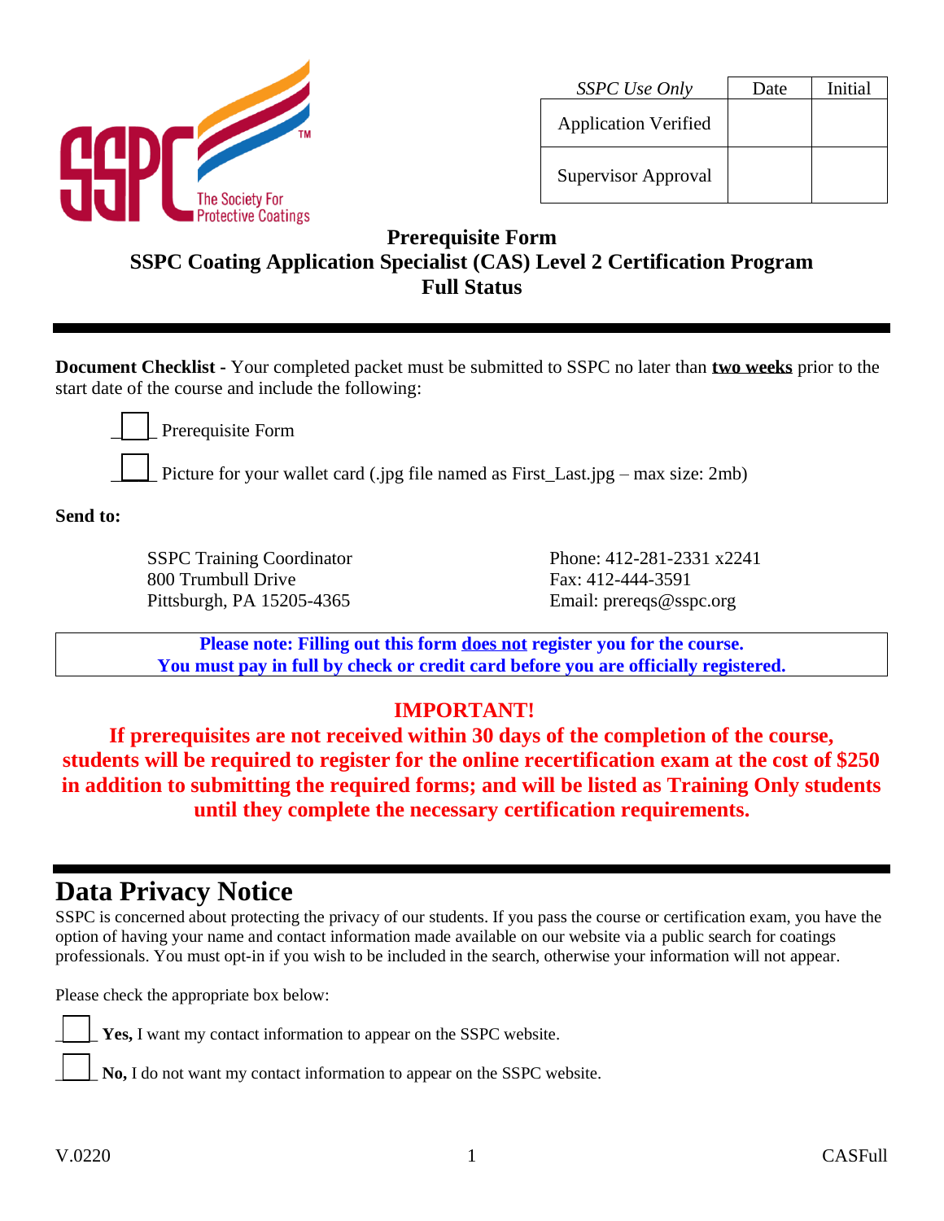| *SSPC Use Only* | Date | Initial |
|---|---|---|
| Application Verified | | |
| Supervisor Approval | | |

**Prerequisite Form**
**SSPC Coating Application Specialist (CAS) Level 2 Certification Program**
**Full Status**

---

**Document Checklist -** Your completed packet must be submitted to SSPC no later than **two weeks** prior to the start date of the course and include the following:

- ☐ Prerequisite Form
- ☐ Picture for your wallet card (.jpg file named as First_Last.jpg – max size: 2mb)

**Send to:**

SSPC Training Coordinator
800 Trumbull Drive
Pittsburgh, PA 15205-4365

Phone: 412-281-2331 x2241
Fax: 412-444-3591
Email: prereqs@sspc.org

**Please note: Filling out this form does not register you for the course.**
**You must pay in full by check or credit card before you are officially registered.**

**IMPORTANT!**
**If prerequisites are not received within 30 days of the completion of the course, students will be required to register for the online recertification exam at the cost of $250 in addition to submitting the required forms; and will be listed as Training Only students until they complete the necessary certification requirements.**

---

# Data Privacy Notice

SSPC is concerned about protecting the privacy of our students. If you pass the course or certification exam, you have the option of having your name and contact information made available on our website via a public search for coatings professionals. You must opt-in if you wish to be included in the search, otherwise your information will not appear.

Please check the appropriate box below:

- ☐ **Yes,** I want my contact information to appear on the SSPC website.
- ☐ **No,** I do not want my contact information to appear on the SSPC website.

V.0220 CASFull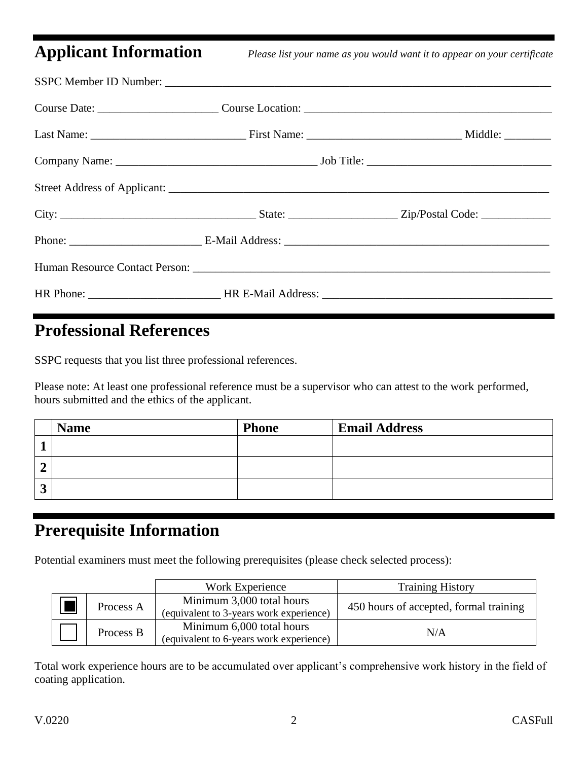## Applicant Information

*Please list your name as you would want it to appear on your certificate*

SSPC Member ID Number: ______________________________________________________________________

Course Date: _____________________ Course Location: ___________________________________________

Last Name: ___________________________ First Name: ___________________________ Middle: ________

Company Name: ___________________________________ Job Title: ________________________________

Street Address of Applicant: _____________________________________________________________________

City: __________________________________ State: ___________________ Zip/Postal Code: ____________

Phone: _______________________ E-Mail Address: ______________________________________________

Human Resource Contact Person: ____________________________________________________________

HR Phone: _______________________ HR E-Mail Address: ________________________________________

## Professional References

SSPC requests that you list three professional references.

Please note: At least one professional reference must be a supervisor who can attest to the work performed, hours submitted and the ethics of the applicant.

| | Name | Phone | Email Address |
|---|---|---|---|
| 1 | | | |
| 2 | | | |
| 3 | | | |

## Prerequisite Information

Potential examiners must meet the following prerequisites (please check selected process):

| | | Work Experience | Training History |
|---|---|---|---|
| ■ | Process A | Minimum 3,000 total hours (equivalent to 3-years work experience) | 450 hours of accepted, formal training |
| ☐ | Process B | Minimum 6,000 total hours (equivalent to 6-years work experience) | N/A |

Total work experience hours are to be accumulated over applicant's comprehensive work history in the field of coating application.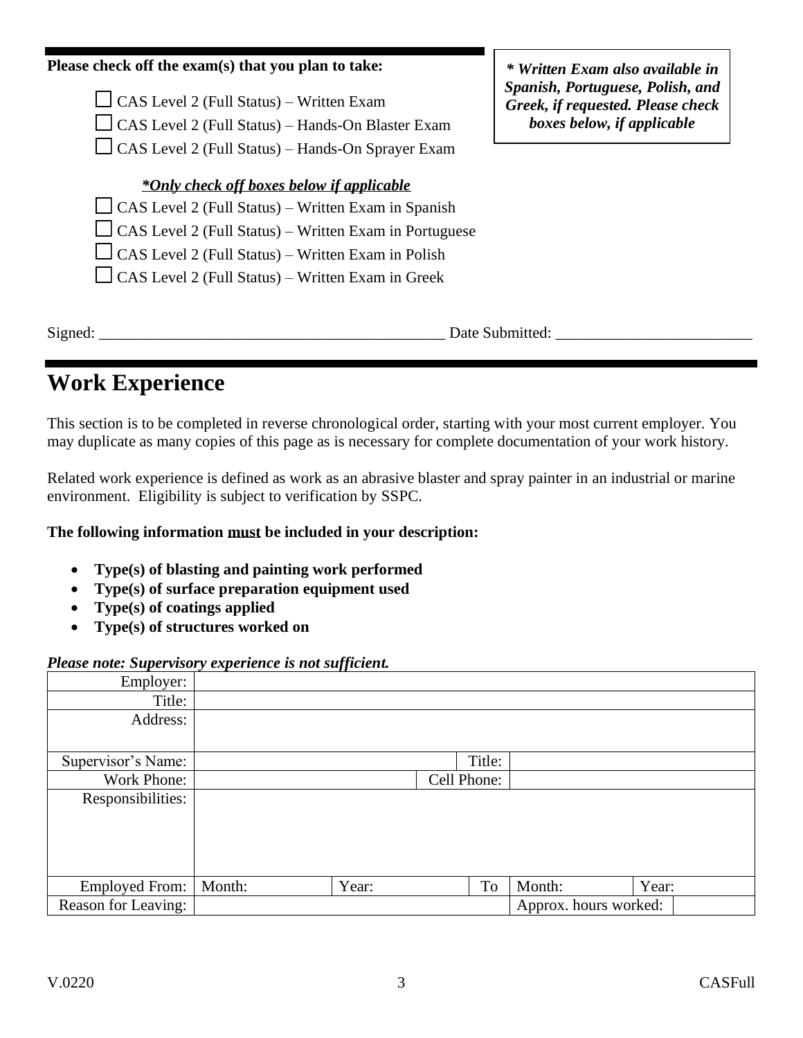**Please check off the exam(s) that you plan to take:**

***Written Exam also available in Spanish, Portuguese, Polish, and Greek, if requested. Please check boxes below, if applicable***

- ☐ CAS Level 2 (Full Status) – Written Exam
- ☐ CAS Level 2 (Full Status) – Hands-On Blaster Exam
- ☐ CAS Level 2 (Full Status) – Hands-On Sprayer Exam

***<u>*Only check off boxes below if applicable</u>***

- ☐ CAS Level 2 (Full Status) – Written Exam in Spanish
- ☐ CAS Level 2 (Full Status) – Written Exam in Portuguese
- ☐ CAS Level 2 (Full Status) – Written Exam in Polish
- ☐ CAS Level 2 (Full Status) – Written Exam in Greek

Signed: _____________________________________________ Date Submitted: _________________________

# Work Experience

This section is to be completed in reverse chronological order, starting with your most current employer. You may duplicate as many copies of this page as is necessary for complete documentation of your work history.

Related work experience is defined as work as an abrasive blaster and spray painter in an industrial or marine environment. Eligibility is subject to verification by SSPC.

**The following information <u>must</u> be included in your description:**

- **Type(s) of blasting and painting work performed**
- **Type(s) of surface preparation equipment used**
- **Type(s) of coatings applied**
- **Type(s) of structures worked on**

***Please note: Supervisory experience is not sufficient.***

| Employer: | | | | | |
|---|---|---|---|---|---|
| Title: | | | | | |
| Address: | | | | | |
| Supervisor's Name: | | | Title: | | |
| Work Phone: | | | Cell Phone: | | |
| Responsibilities: | | | | | |
| Employed From: | Month: | Year: | To | Month: | Year: |
| Reason for Leaving: | | | | Approx. hours worked: | |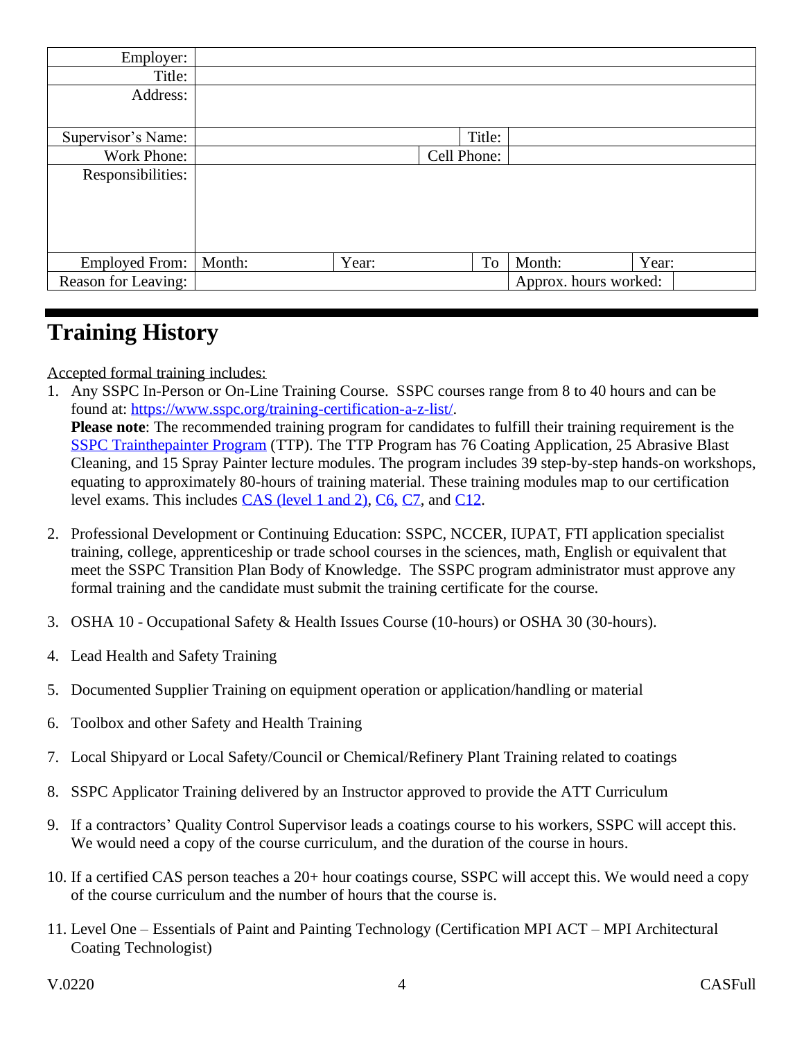| Employer: | | | | | |
|---|---|---|---|---|---|
| Title: | | | | | |
| Address: | | | | | |
| Supervisor's Name: | | | Title: | | |
| Work Phone: | | Cell Phone: | | | |
| Responsibilities: | | | | | |
| Employed From: | Month: | Year: | To | Month: | Year: |
| Reason for Leaving: | | | Approx. hours worked: | | |

# Training History

Accepted formal training includes:

1. Any SSPC In-Person or On-Line Training Course. SSPC courses range from 8 to 40 hours and can be found at: https://www.sspc.org/training-certification-a-z-list/.
   **Please note**: The recommended training program for candidates to fulfill their training requirement is the SSPC Trainthepainter Program (TTP). The TTP Program has 76 Coating Application, 25 Abrasive Blast Cleaning, and 15 Spray Painter lecture modules. The program includes 39 step-by-step hands-on workshops, equating to approximately 80-hours of training material. These training modules map to our certification level exams. This includes CAS (level 1 and 2), C6, C7, and C12.

2. Professional Development or Continuing Education: SSPC, NCCER, IUPAT, FTI application specialist training, college, apprenticeship or trade school courses in the sciences, math, English or equivalent that meet the SSPC Transition Plan Body of Knowledge. The SSPC program administrator must approve any formal training and the candidate must submit the training certificate for the course.

3. OSHA 10 - Occupational Safety & Health Issues Course (10-hours) or OSHA 30 (30-hours).

4. Lead Health and Safety Training

5. Documented Supplier Training on equipment operation or application/handling or material

6. Toolbox and other Safety and Health Training

7. Local Shipyard or Local Safety/Council or Chemical/Refinery Plant Training related to coatings

8. SSPC Applicator Training delivered by an Instructor approved to provide the ATT Curriculum

9. If a contractors' Quality Control Supervisor leads a coatings course to his workers, SSPC will accept this. We would need a copy of the course curriculum, and the duration of the course in hours.

10. If a certified CAS person teaches a 20+ hour coatings course, SSPC will accept this. We would need a copy of the course curriculum and the number of hours that the course is.

11. Level One – Essentials of Paint and Painting Technology (Certification MPI ACT – MPI Architectural Coating Technologist)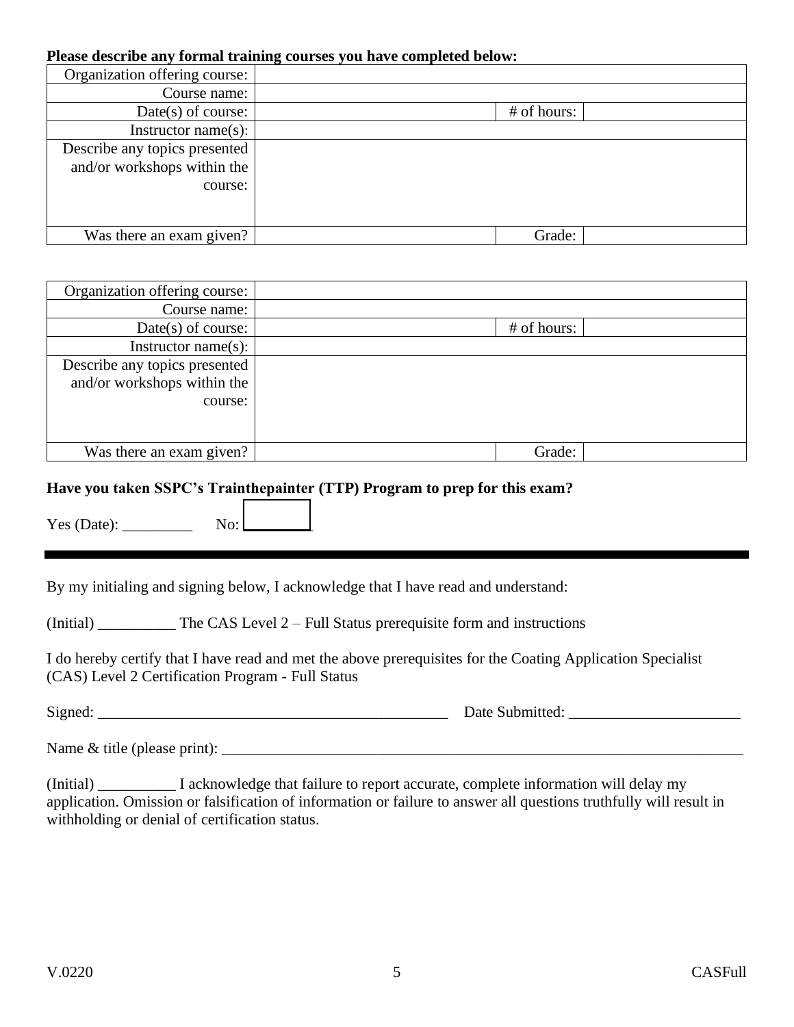**Please describe any formal training courses you have completed below:**

| | | | |
|---|---|---|---|
| Organization offering course: | | | |
| Course name: | | | |
| Date(s) of course: | | # of hours: | |
| Instructor name(s): | | | |
| Describe any topics presented and/or workshops within the course: | | | |
| Was there an exam given? | | Grade: | |

| | | | |
|---|---|---|---|
| Organization offering course: | | | |
| Course name: | | | |
| Date(s) of course: | | # of hours: | |
| Instructor name(s): | | | |
| Describe any topics presented and/or workshops within the course: | | | |
| Was there an exam given? | | Grade: | |

**Have you taken SSPC's Trainthepainter (TTP) Program to prep for this exam?**

Yes (Date): _________ No: ________

---

By my initialing and signing below, I acknowledge that I have read and understand:

(Initial) __________ The CAS Level 2 – Full Status prerequisite form and instructions

I do hereby certify that I have read and met the above prerequisites for the Coating Application Specialist (CAS) Level 2 Certification Program - Full Status

Signed: _______________________________________________ Date Submitted: ______________________

Name & title (please print): _____________________________________________________________________

(Initial) __________ I acknowledge that failure to report accurate, complete information will delay my application. Omission or falsification of information or failure to answer all questions truthfully will result in withholding or denial of certification status.

V.0220 CASFull